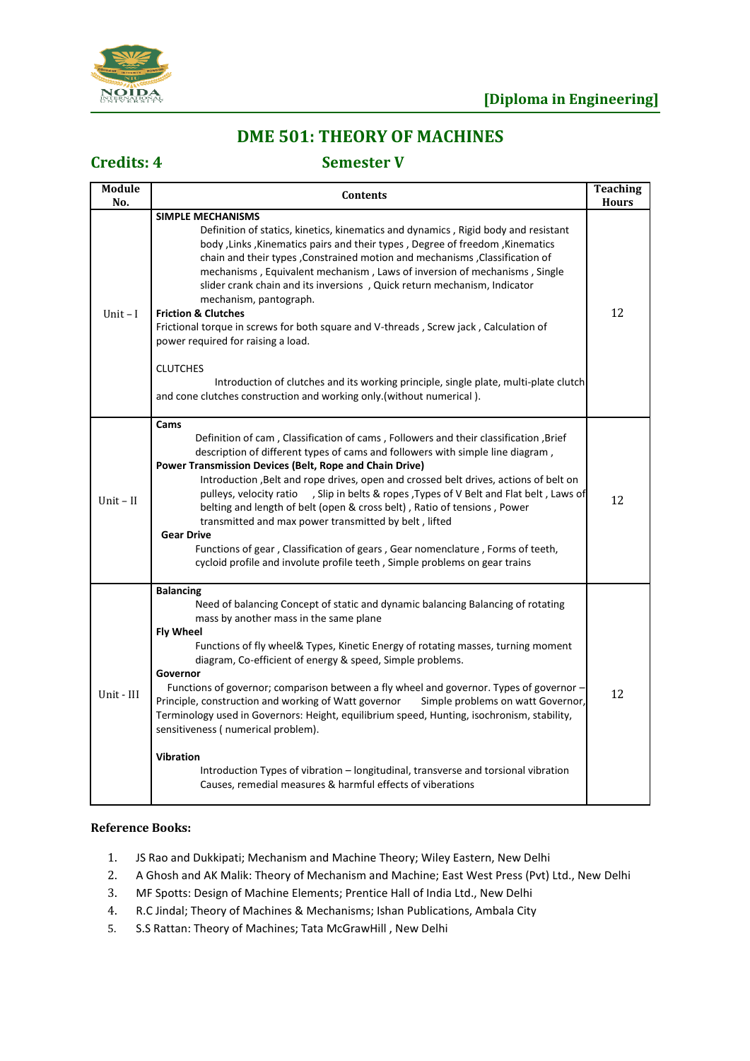**[Diploma in Engineering]**

# DME 501: THEORY OF MACHINES

**Credits: 4** **Semester V**

| Module No. | Contents | Teaching Hours |
|---|---|---|
| Unit – I | **SIMPLE MECHANISMS**<br>Definition of statics, kinetics, kinematics and dynamics , Rigid body and resistant body ,Links ,Kinematics pairs and their types , Degree of freedom ,Kinematics chain and their types ,Constrained motion and mechanisms ,Classification of mechanisms , Equivalent mechanism , Laws of inversion of mechanisms , Single slider crank chain and its inversions , Quick return mechanism, Indicator mechanism, pantograph.<br>**Friction & Clutches**<br>Frictional torque in screws for both square and V-threads , Screw jack , Calculation of power required for raising a load.<br><br>CLUTCHES<br>Introduction of clutches and its working principle, single plate, multi-plate clutch and cone clutches construction and working only.(without numerical ). | 12 |
| Unit – II | **Cams**<br>Definition of cam , Classification of cams , Followers and their classification ,Brief description of different types of cams and followers with simple line diagram ,<br>**Power Transmission Devices (Belt, Rope and Chain Drive)**<br>Introduction ,Belt and rope drives, open and crossed belt drives, actions of belt on pulleys, velocity ratio , Slip in belts & ropes ,Types of V Belt and Flat belt , Laws of belting and length of belt (open & cross belt) , Ratio of tensions , Power transmitted and max power transmitted by belt , lifted<br>**Gear Drive**<br>Functions of gear , Classification of gears , Gear nomenclature , Forms of teeth, cycloid profile and involute profile teeth , Simple problems on gear trains | 12 |
| Unit - III | **Balancing**<br>Need of balancing Concept of static and dynamic balancing Balancing of rotating mass by another mass in the same plane<br>**Fly Wheel**<br>Functions of fly wheel& Types, Kinetic Energy of rotating masses, turning moment diagram, Co-efficient of energy & speed, Simple problems.<br>**Governor**<br>Functions of governor; comparison between a fly wheel and governor. Types of governor – Principle, construction and working of Watt governor Simple problems on watt Governor, Terminology used in Governors: Height, equilibrium speed, Hunting, isochronism, stability, sensitiveness ( numerical problem).<br><br>**Vibration**<br>Introduction Types of vibration – longitudinal, transverse and torsional vibration Causes, remedial measures & harmful effects of viberations | 12 |

**Reference Books:**

1. JS Rao and Dukkipati; Mechanism and Machine Theory; Wiley Eastern, New Delhi
2. A Ghosh and AK Malik: Theory of Mechanism and Machine; East West Press (Pvt) Ltd., New Delhi
3. MF Spotts: Design of Machine Elements; Prentice Hall of India Ltd., New Delhi
4. R.C Jindal; Theory of Machines & Mechanisms; Ishan Publications, Ambala City
5. S.S Rattan: Theory of Machines; Tata McGrawHill , New Delhi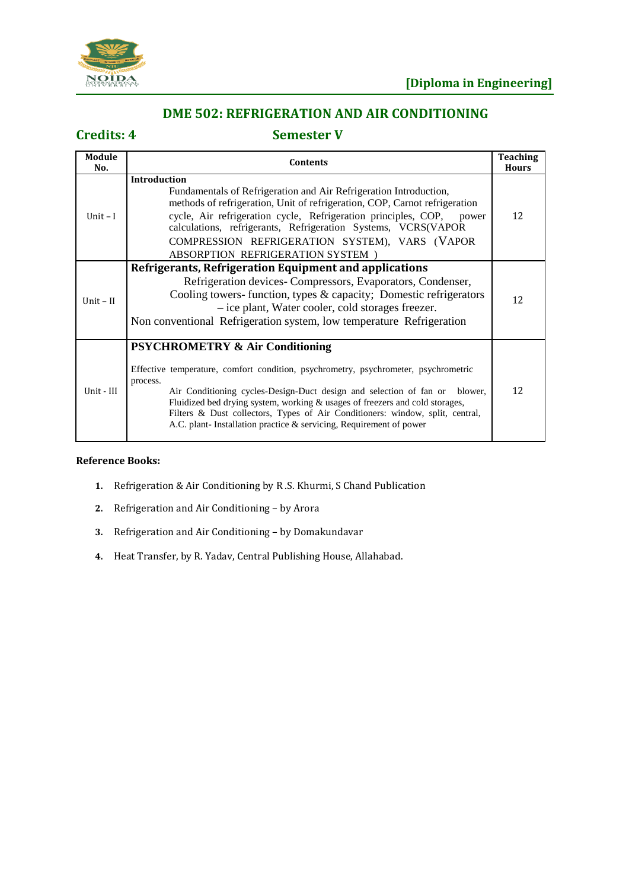[Diploma in Engineering]

## DME 502: REFRIGERATION AND AIR CONDITIONING

**Credits: 4** **Semester V**

| Module No. | Contents | Teaching Hours |
|---|---|---|
| Unit – I | **Introduction** Fundamentals of Refrigeration and Air Refrigeration Introduction, methods of refrigeration, Unit of refrigeration, COP, Carnot refrigeration cycle, Air refrigeration cycle, Refrigeration principles, COP, power calculations, refrigerants, Refrigeration Systems, VCRS(VAPOR COMPRESSION REFRIGERATION SYSTEM), VARS (VAPOR ABSORPTION REFRIGERATION SYSTEM ) | 12 |
| Unit – II | **Refrigerants, Refrigeration Equipment and applications** Refrigeration devices- Compressors, Evaporators, Condenser, Cooling towers- function, types & capacity; Domestic refrigerators – ice plant, Water cooler, cold storages freezer. Non conventional Refrigeration system, low temperature Refrigeration | 12 |
| Unit - III | **PSYCHROMETRY & Air Conditioning** Effective temperature, comfort condition, psychrometry, psychrometer, psychrometric process. Air Conditioning cycles-Design-Duct design and selection of fan or blower, Fluidized bed drying system, working & usages of freezers and cold storages, Filters & Dust collectors, Types of Air Conditioners: window, split, central, A.C. plant- Installation practice & servicing, Requirement of power | 12 |

**Reference Books:**

1. Refrigeration & Air Conditioning by R .S. Khurmi, S Chand Publication
2. Refrigeration and Air Conditioning – by Arora
3. Refrigeration and Air Conditioning – by Domakundavar
4. Heat Transfer, by R. Yadav, Central Publishing House, Allahabad.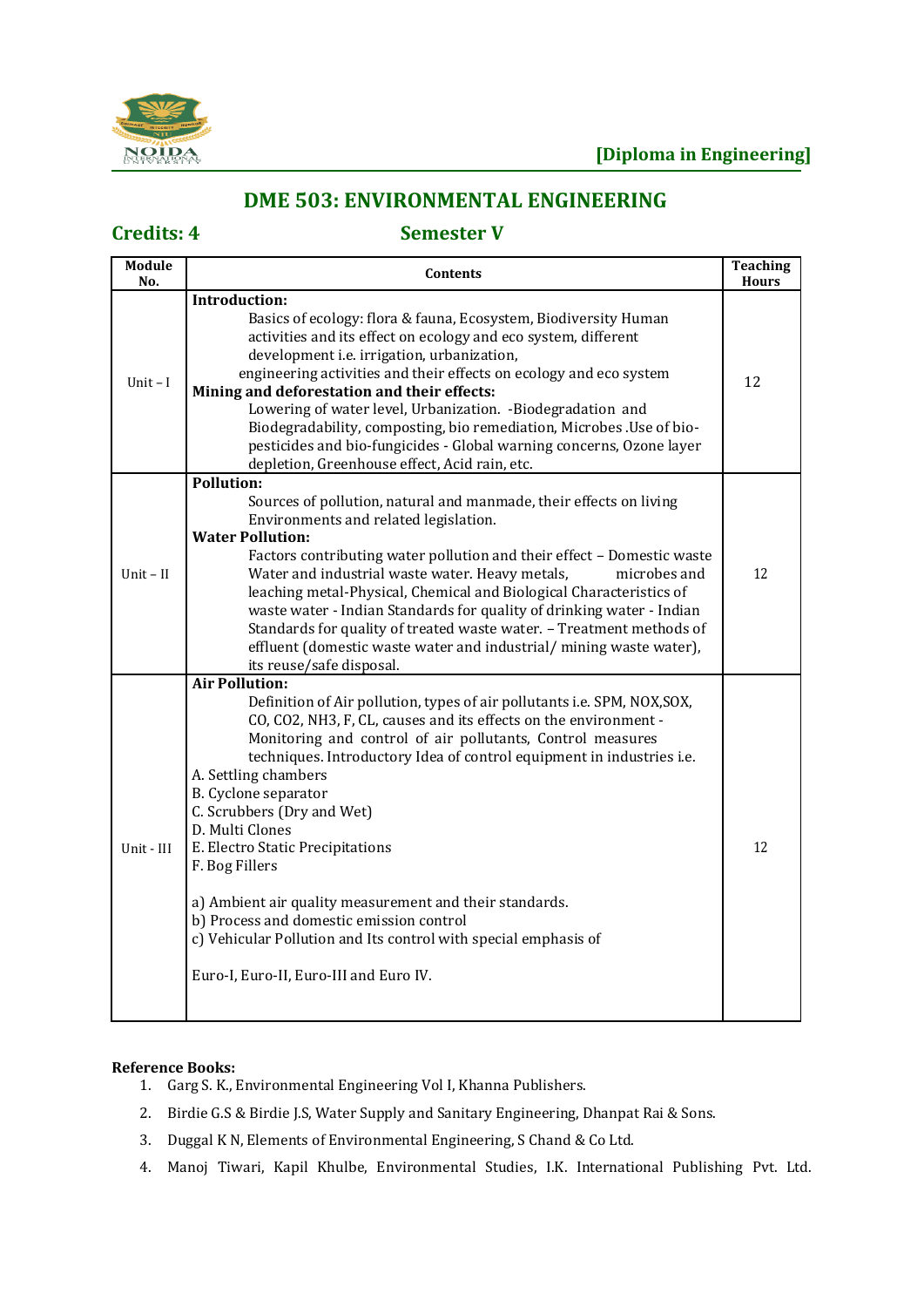**[Diploma in Engineering]**

## DME 503: ENVIRONMENTAL ENGINEERING

**Credits: 4** **Semester V**

| Module No. | Contents | Teaching Hours |
|---|---|---|
| Unit – I | **Introduction:** Basics of ecology: flora & fauna, Ecosystem, Biodiversity Human activities and its effect on ecology and eco system, different development i.e. irrigation, urbanization, engineering activities and their effects on ecology and eco system **Mining and deforestation and their effects:** Lowering of water level, Urbanization. -Biodegradation and Biodegradability, composting, bio remediation, Microbes .Use of bio-pesticides and bio-fungicides - Global warning concerns, Ozone layer depletion, Greenhouse effect, Acid rain, etc. | 12 |
| Unit – II | **Pollution:** Sources of pollution, natural and manmade, their effects on living Environments and related legislation. **Water Pollution:** Factors contributing water pollution and their effect – Domestic waste Water and industrial waste water. Heavy metals, microbes and leaching metal-Physical, Chemical and Biological Characteristics of waste water - Indian Standards for quality of drinking water - Indian Standards for quality of treated waste water. – Treatment methods of effluent (domestic waste water and industrial/ mining waste water), its reuse/safe disposal. | 12 |
| Unit - III | **Air Pollution:** Definition of Air pollution, types of air pollutants i.e. SPM, NOX,SOX, CO, CO2, NH3, F, CL, causes and its effects on the environment - Monitoring and control of air pollutants, Control measures techniques. Introductory Idea of control equipment in industries i.e. A. Settling chambers B. Cyclone separator C. Scrubbers (Dry and Wet) D. Multi Clones E. Electro Static Precipitations F. Bog Fillers a) Ambient air quality measurement and their standards. b) Process and domestic emission control c) Vehicular Pollution and Its control with special emphasis of Euro-I, Euro-II, Euro-III and Euro IV. | 12 |

**Reference Books:**

1. Garg S. K., Environmental Engineering Vol I, Khanna Publishers.
2. Birdie G.S & Birdie J.S, Water Supply and Sanitary Engineering, Dhanpat Rai & Sons.
3. Duggal K N, Elements of Environmental Engineering, S Chand & Co Ltd.
4. Manoj Tiwari, Kapil Khulbe, Environmental Studies, I.K. International Publishing Pvt. Ltd.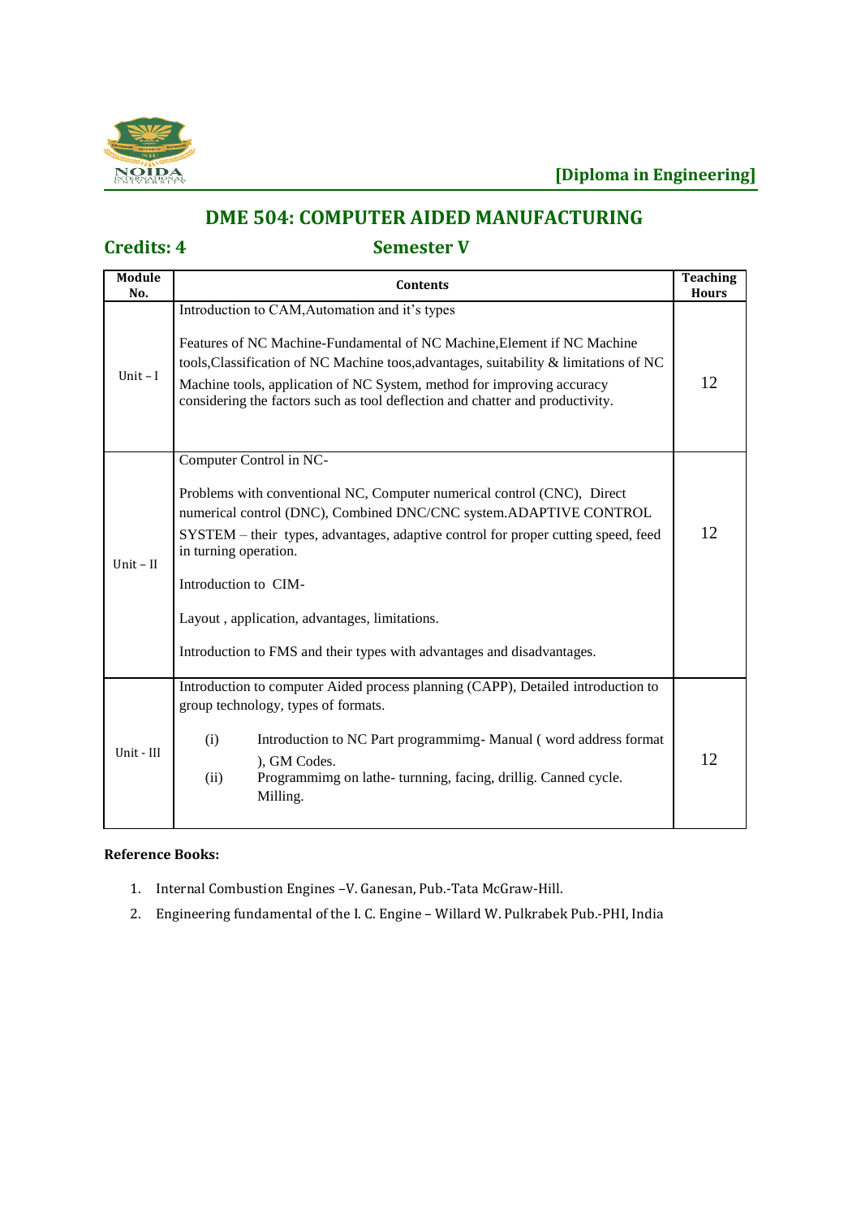[Diploma in Engineering]

## DME 504: COMPUTER AIDED MANUFACTURING

**Credits: 4** **Semester V**

| Module No. | Contents | Teaching Hours |
|---|---|---|
| Unit – I | Introduction to CAM,Automation and it's types<br><br>Features of NC Machine-Fundamental of NC Machine,Element if NC Machine tools,Classification of NC Machine toos,advantages, suitability & limitations of NC Machine tools, application of NC System, method for improving accuracy considering the factors such as tool deflection and chatter and productivity. | 12 |
| Unit – II | Computer Control in NC-<br><br>Problems with conventional NC, Computer numerical control (CNC), Direct numerical control (DNC), Combined DNC/CNC system.ADAPTIVE CONTROL SYSTEM – their types, advantages, adaptive control for proper cutting speed, feed in turning operation.<br><br>Introduction to CIM-<br><br>Layout , application, advantages, limitations.<br><br>Introduction to FMS and their types with advantages and disadvantages. | 12 |
| Unit - III | Introduction to computer Aided process planning (CAPP), Detailed introduction to group technology, types of formats.<br><br>(i) Introduction to NC Part programmimg- Manual ( word address format ), GM Codes.<br>(ii) Programmimg on lathe- turnning, facing, drillig. Canned cycle. Milling. | 12 |

**Reference Books:**

1. Internal Combustion Engines –V. Ganesan, Pub.-Tata McGraw-Hill.
2. Engineering fundamental of the I. C. Engine – Willard W. Pulkrabek Pub.-PHI, India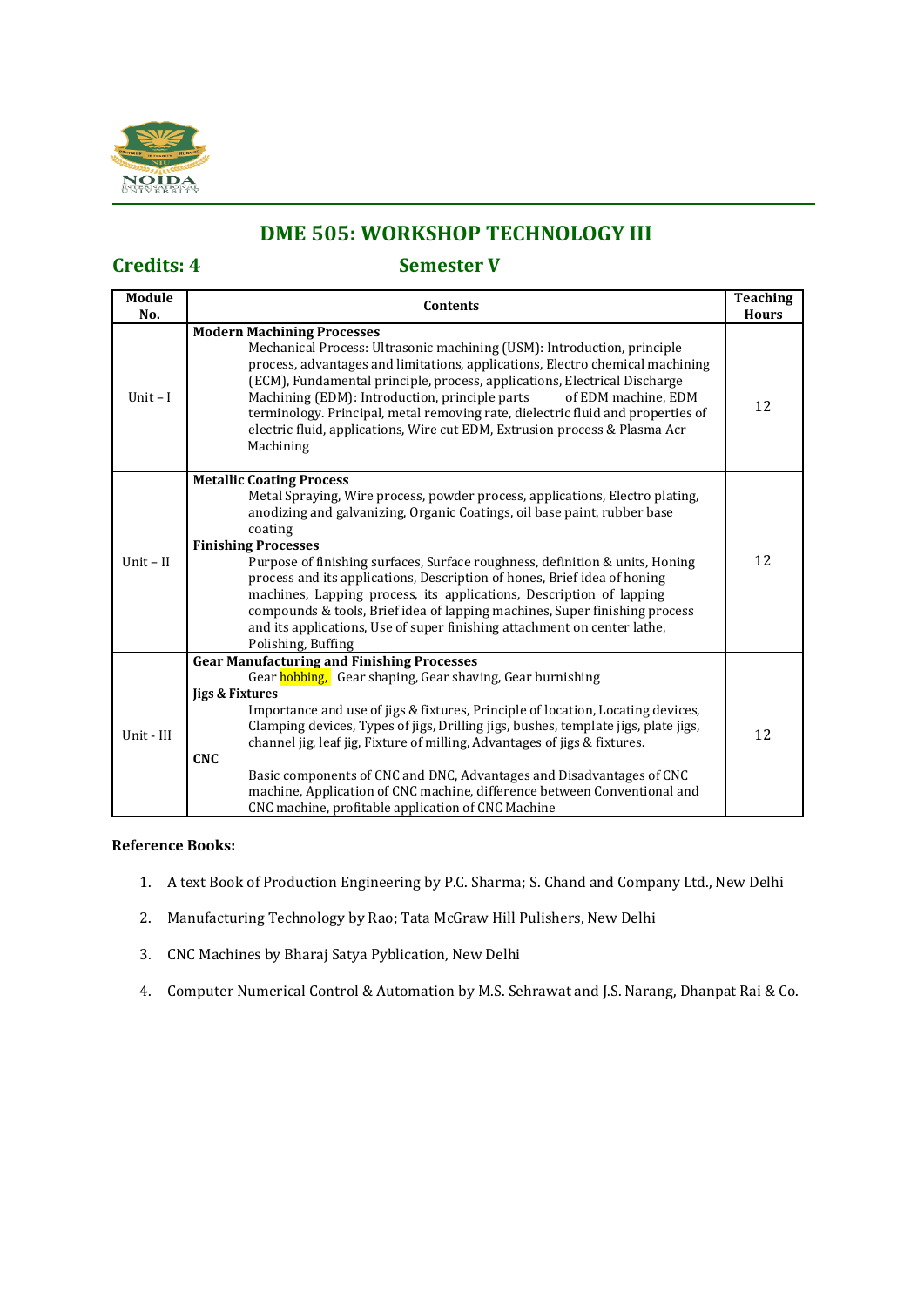# DME 505: WORKSHOP TECHNOLOGY III

**Credits: 4** **Semester V**

| Module No. | Contents | Teaching Hours |
|---|---|---|
| Unit – I | **Modern Machining Processes**<br>Mechanical Process: Ultrasonic machining (USM): Introduction, principle process, advantages and limitations, applications, Electro chemical machining (ECM), Fundamental principle, process, applications, Electrical Discharge Machining (EDM): Introduction, principle parts of EDM machine, EDM terminology. Principal, metal removing rate, dielectric fluid and properties of electric fluid, applications, Wire cut EDM, Extrusion process & Plasma Acr Machining | 12 |
| Unit – II | **Metallic Coating Process**<br>Metal Spraying, Wire process, powder process, applications, Electro plating, anodizing and galvanizing, Organic Coatings, oil base paint, rubber base coating<br>**Finishing Processes**<br>Purpose of finishing surfaces, Surface roughness, definition & units, Honing process and its applications, Description of hones, Brief idea of honing machines, Lapping process, its applications, Description of lapping compounds & tools, Brief idea of lapping machines, Super finishing process and its applications, Use of super finishing attachment on center lathe, Polishing, Buffing | 12 |
| Unit - III | **Gear Manufacturing and Finishing Processes**<br>Gear hobbing, Gear shaping, Gear shaving, Gear burnishing<br>**Jigs & Fixtures**<br>Importance and use of jigs & fixtures, Principle of location, Locating devices, Clamping devices, Types of jigs, Drilling jigs, bushes, template jigs, plate jigs, channel jig, leaf jig, Fixture of milling, Advantages of jigs & fixtures.<br>**CNC**<br>Basic components of CNC and DNC, Advantages and Disadvantages of CNC machine, Application of CNC machine, difference between Conventional and CNC machine, profitable application of CNC Machine | 12 |

**Reference Books:**

1. A text Book of Production Engineering by P.C. Sharma; S. Chand and Company Ltd., New Delhi
2. Manufacturing Technology by Rao; Tata McGraw Hill Pulishers, New Delhi
3. CNC Machines by Bharaj Satya Pyblication, New Delhi
4. Computer Numerical Control & Automation by M.S. Sehrawat and J.S. Narang, Dhanpat Rai & Co.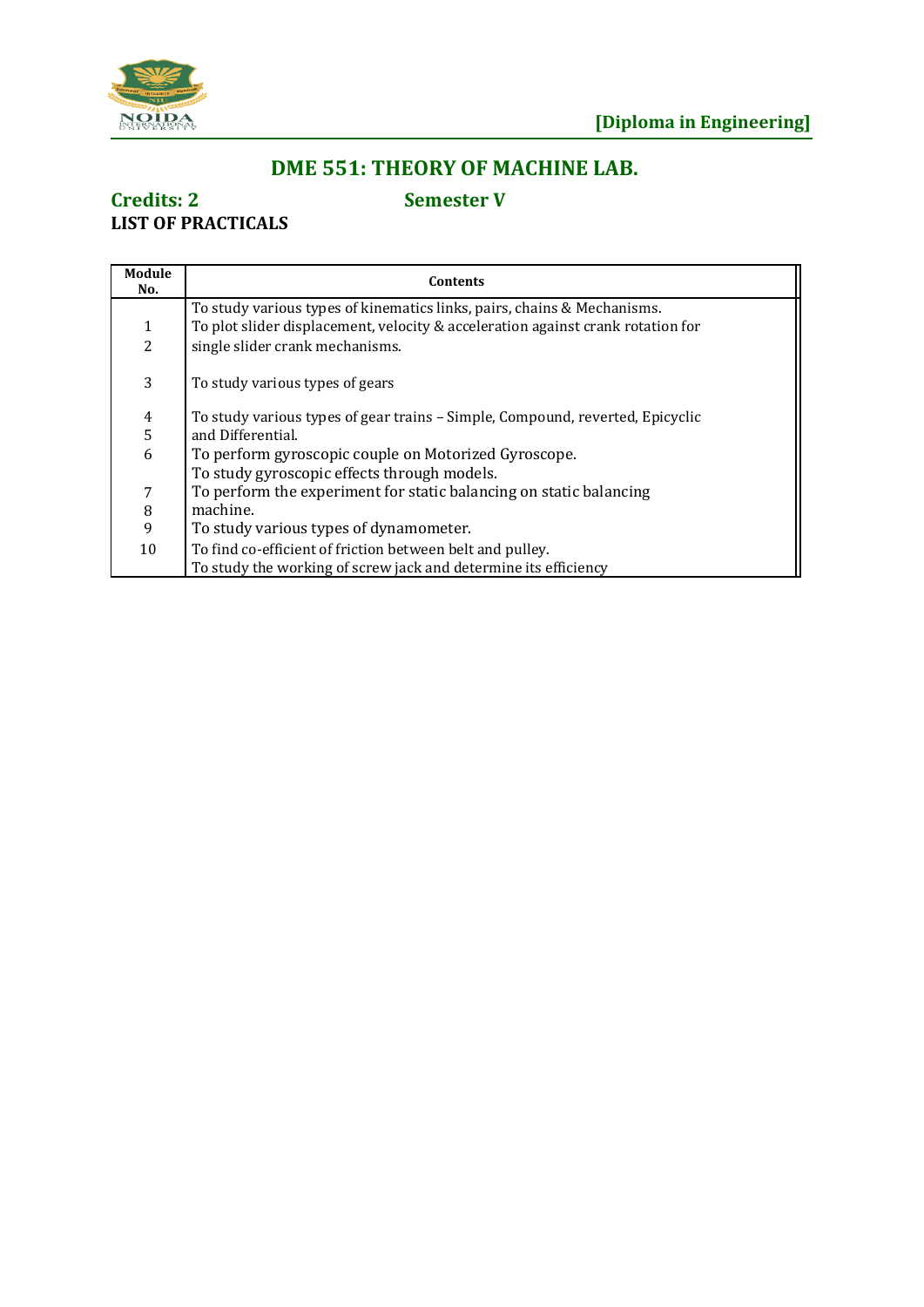**[Diploma in Engineering]**

# DME 551: THEORY OF MACHINE LAB.

**Credits: 2** **Semester V**

**LIST OF PRACTICALS**

| Module No. | Contents |
|---|---|
| 1 | To study various types of kinematics links, pairs, chains & Mechanisms. |
| 2 | To plot slider displacement, velocity & acceleration against crank rotation for single slider crank mechanisms. |
| 3 | To study various types of gears |
| 4 | To study various types of gear trains – Simple, Compound, reverted, Epicyclic and Differential. |
| 5 | To perform gyroscopic couple on Motorized Gyroscope. |
| 6 | To study gyroscopic effects through models. |
| 7 | To perform the experiment for static balancing on static balancing machine. |
| 8 | To study various types of dynamometer. |
| 9 | To find co-efficient of friction between belt and pulley. |
| 10 | To study the working of screw jack and determine its efficiency |